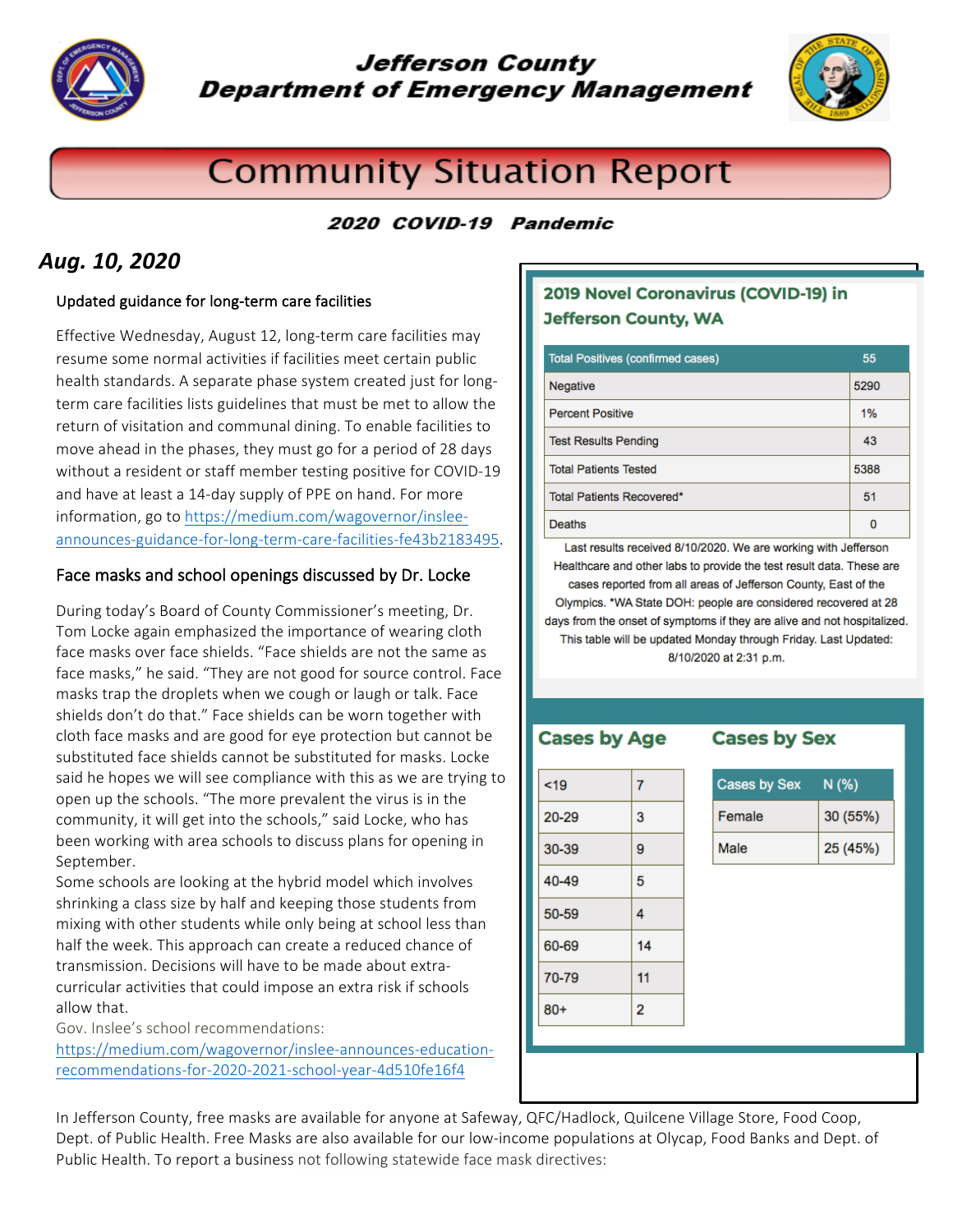# Jefferson County Department of Emergency Management

## Community Situation Report

### 2020 COVID-19 Pandemic

***Aug. 10, 2020***

### Updated guidance for long-term care facilities

Effective Wednesday, August 12, long-term care facilities may resume some normal activities if facilities meet certain public health standards. A separate phase system created just for long-term care facilities lists guidelines that must be met to allow the return of visitation and communal dining. To enable facilities to move ahead in the phases, they must go for a period of 28 days without a resident or staff member testing positive for COVID-19 and have at least a 14-day supply of PPE on hand. For more information, go to https://medium.com/wagovernor/inslee-announces-guidance-for-long-term-care-facilities-fe43b2183495.

### Face masks and school openings discussed by Dr. Locke

During today's Board of County Commissioner's meeting, Dr. Tom Locke again emphasized the importance of wearing cloth face masks over face shields. "Face shields are not the same as face masks," he said. "They are not good for source control. Face masks trap the droplets when we cough or laugh or talk. Face shields don't do that." Face shields can be worn together with cloth face masks and are good for eye protection but cannot be substituted face shields cannot be substituted for masks. Locke said he hopes we will see compliance with this as we are trying to open up the schools. "The more prevalent the virus is in the community, it will get into the schools," said Locke, who has been working with area schools to discuss plans for opening in September.

Some schools are looking at the hybrid model which involves shrinking a class size by half and keeping those students from mixing with other students while only being at school less than half the week. This approach can create a reduced chance of transmission. Decisions will have to be made about extra-curricular activities that could impose an extra risk if schools allow that.

Gov. Inslee's school recommendations: https://medium.com/wagovernor/inslee-announces-education-recommendations-for-2020-2021-school-year-4d510fe16f4

### 2019 Novel Coronavirus (COVID-19) in Jefferson County, WA

| Total Positives (confirmed cases) | 55 |
|---|---|
| Negative | 5290 |
| Percent Positive | 1% |
| Test Results Pending | 43 |
| Total Patients Tested | 5388 |
| Total Patients Recovered* | 51 |
| Deaths | 0 |

Last results received 8/10/2020. We are working with Jefferson Healthcare and other labs to provide the test result data. These are cases reported from all areas of Jefferson County, East of the Olympics. *WA State DOH: people are considered recovered at 28 days from the onset of symptoms if they are alive and not hospitalized. This table will be updated Monday through Friday. Last Updated: 8/10/2020 at 2:31 p.m.

### Cases by Age

| Age | Cases |
|---|---|
| <19 | 7 |
| 20-29 | 3 |
| 30-39 | 9 |
| 40-49 | 5 |
| 50-59 | 4 |
| 60-69 | 14 |
| 70-79 | 11 |
| 80+ | 2 |

### Cases by Sex

| Cases by Sex | N (%) |
|---|---|
| Female | 30 (55%) |
| Male | 25 (45%) |

In Jefferson County, free masks are available for anyone at Safeway, QFC/Hadlock, Quilcene Village Store, Food Coop, Dept. of Public Health. Free Masks are also available for our low-income populations at Olycap, Food Banks and Dept. of Public Health. To report a business not following statewide face mask directives: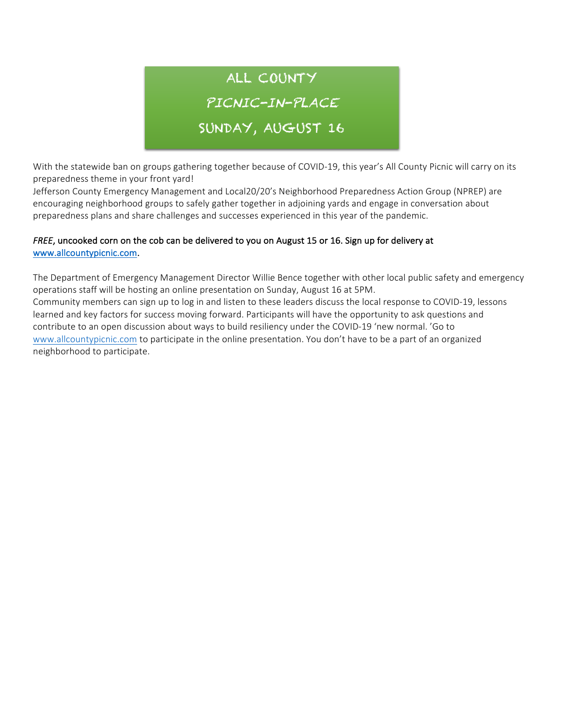# ALL COUNTY PICNIC-IN-PLACE SUNDAY, AUGUST 16

With the statewide ban on groups gathering together because of COVID-19, this year's All County Picnic will carry on its preparedness theme in your front yard!
Jefferson County Emergency Management and Local20/20's Neighborhood Preparedness Action Group (NPREP) are encouraging neighborhood groups to safely gather together in adjoining yards and engage in conversation about preparedness plans and share challenges and successes experienced in this year of the pandemic.

*FREE*, uncooked corn on the cob can be delivered to you on August 15 or 16. Sign up for delivery at [www.allcountypicnic.com](http://www.allcountypicnic.com).

The Department of Emergency Management Director Willie Bence together with other local public safety and emergency operations staff will be hosting an online presentation on Sunday, August 16 at 5PM.
Community members can sign up to log in and listen to these leaders discuss the local response to COVID-19, lessons learned and key factors for success moving forward. Participants will have the opportunity to ask questions and contribute to an open discussion about ways to build resiliency under the COVID-19 'new normal. 'Go to [www.allcountypicnic.com](http://www.allcountypicnic.com) to participate in the online presentation. You don't have to be a part of an organized neighborhood to participate.